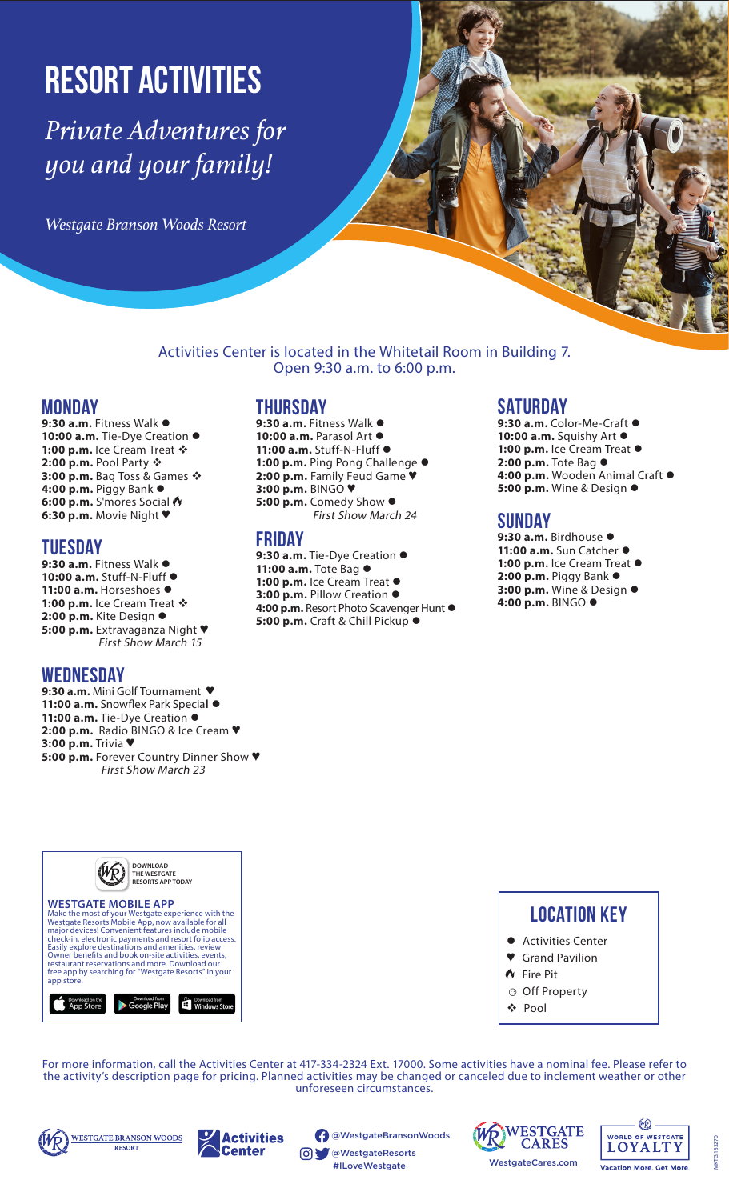# RESORT ACTIVITIES

*Private Adventures for you and your family!*

*Westgate Branson Woods Resort*

Activities Center is located in the Whitetail Room in Building 7.
Open 9:30 a.m. to 6:00 p.m.

## MONDAY

**9:30 a.m.** Fitness Walk ●
**10:00 a.m.** Tie-Dye Creation ●
**1:00 p.m.** Ice Cream Treat ❖
**2:00 p.m.** Pool Party ❖
**3:00 p.m.** Bag Toss & Games ❖
**4:00 p.m.** Piggy Bank ●
**6:00 p.m.** S'mores Social 🔥
**6:30 p.m.** Movie Night ♥

## TUESDAY

**9:30 a.m.** Fitness Walk ●
**10:00 a.m.** Stuff-N-Fluff ●
**11:00 a.m.** Horseshoes ●
**1:00 p.m.** Ice Cream Treat ❖
**2:00 p.m.** Kite Design ●
**5:00 p.m.** Extravaganza Night ♥
*First Show March 15*

## WEDNESDAY

**9:30 a.m.** Mini Golf Tournament ♥
**11:00 a.m.** Snowflex Park Special ●
**11:00 a.m.** Tie-Dye Creation ●
**2:00 p.m.** Radio BINGO & Ice Cream ♥
**3:00 p.m.** Trivia ♥
**5:00 p.m.** Forever Country Dinner Show ♥
*First Show March 23*

## THURSDAY

**9:30 a.m.** Fitness Walk ●
**10:00 a.m.** Parasol Art ●
**11:00 a.m.** Stuff-N-Fluff ●
**1:00 p.m.** Ping Pong Challenge ●
**2:00 p.m.** Family Feud Game ♥
**3:00 p.m.** BINGO ♥
**5:00 p.m.** Comedy Show ●
*First Show March 24*

## FRIDAY

**9:30 a.m.** Tie-Dye Creation ●
**11:00 a.m.** Tote Bag ●
**1:00 p.m.** Ice Cream Treat ●
**3:00 p.m.** Pillow Creation ●
**4:00 p.m.** Resort Photo Scavenger Hunt ●
**5:00 p.m.** Craft & Chill Pickup ●

## SATURDAY

**9:30 a.m.** Color-Me-Craft ●
**10:00 a.m.** Squishy Art ●
**1:00 p.m.** Ice Cream Treat ●
**2:00 p.m.** Tote Bag ●
**4:00 p.m.** Wooden Animal Craft ●
**5:00 p.m.** Wine & Design ●

## SUNDAY

**9:30 a.m.** Birdhouse ●
**11:00 a.m.** Sun Catcher ●
**1:00 p.m.** Ice Cream Treat ●
**2:00 p.m.** Piggy Bank ●
**3:00 p.m.** Wine & Design ●
**4:00 p.m.** BINGO ●

DOWNLOAD THE WESTGATE RESORTS APP TODAY

### WESTGATE MOBILE APP

Make the most of your Westgate experience with the Westgate Resorts Mobile App, now available for all major devices! Convenient features include mobile check-in, electronic payments and resort folio access. Easily explore destinations and amenities, review Owner benefits and book on-site activities, events, restaurant reservations and more. Download our free app by searching for "Westgate Resorts" in your app store.

Download on the App Store | Download from Google Play | Download from Windows Store

## LOCATION KEY

- ● Activities Center
- ♥ Grand Pavilion
- 🔥 Fire Pit
- ☺ Off Property
- ❖ Pool

For more information, call the Activities Center at 417-334-2324 Ext. 17000. Some activities have a nominal fee. Please refer to the activity's description page for pricing. Planned activities may be changed or canceled due to inclement weather or other unforeseen circumstances.

WESTGATE BRANSON WOODS RESORT | Activities Center | @WestgateBransonWoods | @WestgateResorts | #ILoveWestgate | WESTGATE CARES WestgateCares.com | WORLD OF WESTGATE LOYALTY Vacation More. Get More.

MKTG 133270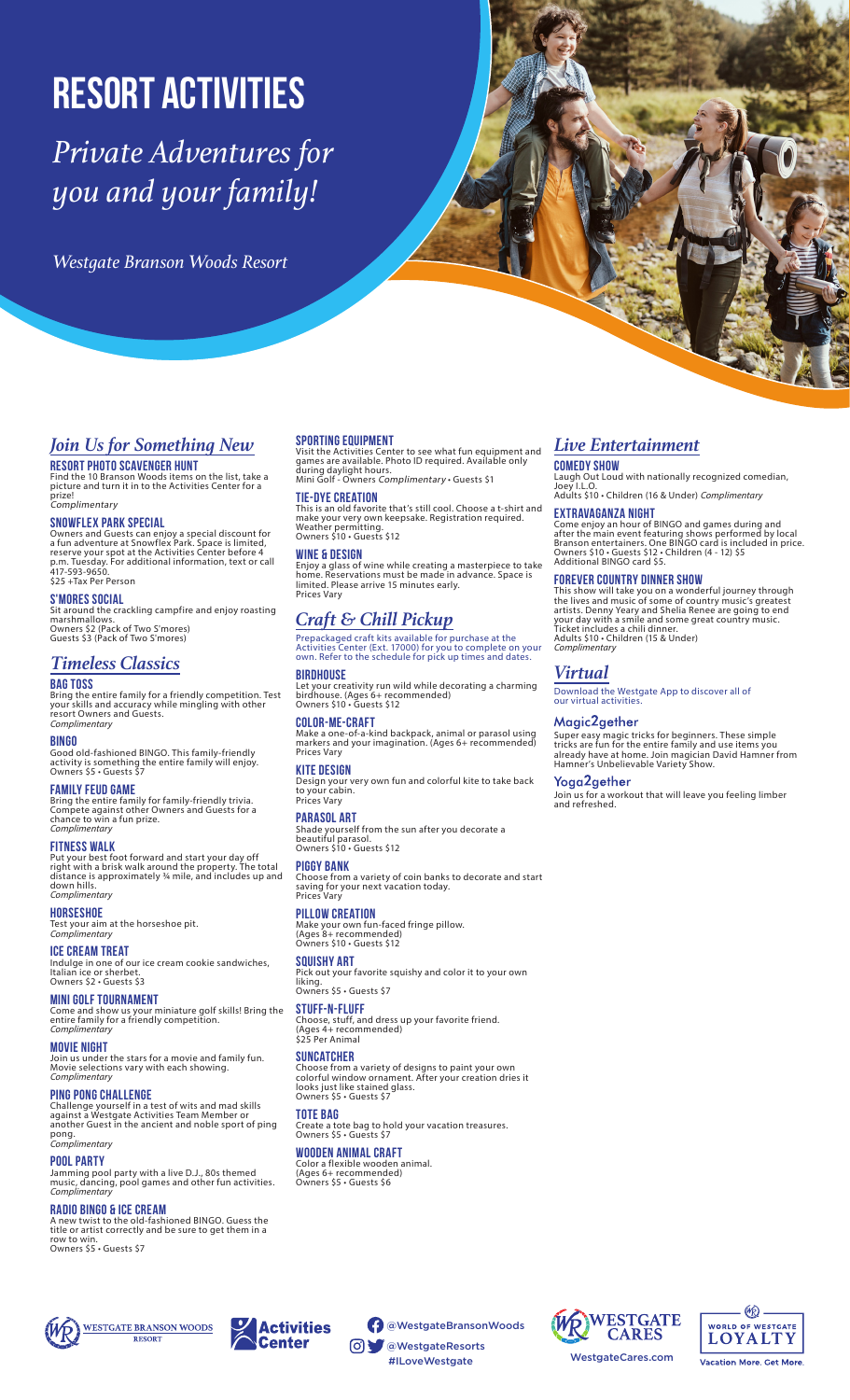# RESORT ACTIVITIES

*Private Adventures for you and your family!*

*Westgate Branson Woods Resort*

## *Join Us for Something New*

### RESORT PHOTO SCAVENGER HUNT

Find the 10 Branson Woods items on the list, take a picture and turn it in to the Activities Center for a prize!
*Complimentary*

### SNOWFLEX PARK SPECIAL

Owners and Guests can enjoy a special discount for a fun adventure at Snowflex Park. Space is limited, reserve your spot at the Activities Center before 4 p.m. Tuesday. For additional information, text or call 417-593-9650.
$25 +Tax Per Person

### S'MORES SOCIAL

Sit around the crackling campfire and enjoy roasting marshmallows.
Owners $2 (Pack of Two S'mores)
Guests $3 (Pack of Two S'mores)

## *Timeless Classics*

### BAG TOSS

Bring the entire family for a friendly competition. Test your skills and accuracy while mingling with other resort Owners and Guests.
*Complimentary*

### BINGO

Good old-fashioned BINGO. This family-friendly activity is something the entire family will enjoy.
Owners $5 • Guests $7

### FAMILY FEUD GAME

Bring the entire family for family-friendly trivia. Compete against other Owners and Guests for a chance to win a fun prize.
*Complimentary*

### FITNESS WALK

Put your best foot forward and start your day off right with a brisk walk around the property. The total distance is approximately ¾ mile, and includes up and down hills.
*Complimentary*

### HORSESHOE

Test your aim at the horseshoe pit.
*Complimentary*

### ICE CREAM TREAT

Indulge in one of our ice cream cookie sandwiches, Italian ice or sherbet.
Owners $2 • Guests $3

### MINI GOLF TOURNAMENT

Come and show us your miniature golf skills! Bring the entire family for a friendly competition.
*Complimentary*

### MOVIE NIGHT

Join us under the stars for a movie and family fun. Movie selections vary with each showing.
*Complimentary*

### PING PONG CHALLENGE

Challenge yourself in a test of wits and mad skills against a Westgate Activities Team Member or another Guest in the ancient and noble sport of ping pong.
*Complimentary*

### POOL PARTY

Jamming pool party with a live D.J., 80s themed music, dancing, pool games and other fun activities.
*Complimentary*

### RADIO BINGO & ICE CREAM

A new twist to the old-fashioned BINGO. Guess the title or artist correctly and be sure to get them in a row to win.
Owners $5 • Guests $7

### SPORTING EQUIPMENT

Visit the Activities Center to see what fun equipment and games are available. Photo ID required. Available only during daylight hours.
Mini Golf - Owners *Complimentary* • Guests $1

### TIE-DYE CREATION

This is an old favorite that's still cool. Choose a t-shirt and make your very own keepsake. Registration required. Weather permitting.
Owners $10 • Guests $12

### WINE & DESIGN

Enjoy a glass of wine while creating a masterpiece to take home. Reservations must be made in advance. Space is limited. Please arrive 15 minutes early.
Prices Vary

## *Craft & Chill Pickup*

Prepackaged craft kits available for purchase at the Activities Center (Ext. 17000) for you to complete on your own. Refer to the schedule for pick up times and dates.

### BIRDHOUSE

Let your creativity run wild while decorating a charming birdhouse. (Ages 6+ recommended)
Owners $10 • Guests $12

### COLOR-ME-CRAFT

Make a one-of-a-kind backpack, animal or parasol using markers and your imagination. (Ages 6+ recommended)
Prices Vary

### KITE DESIGN

Design your very own fun and colorful kite to take back to your cabin.
Prices Vary

### PARASOL ART

Shade yourself from the sun after you decorate a beautiful parasol.
Owners $10 • Guests $12

### PIGGY BANK

Choose from a variety of coin banks to decorate and start saving for your next vacation today.
Prices Vary

### PILLOW CREATION

Make your own fun-faced fringe pillow.
(Ages 8+ recommended)
Owners $10 • Guests $12

### SQUISHY ART

Pick out your favorite squishy and color it to your own liking.
Owners $5 • Guests $7

### STUFF-N-FLUFF

Choose, stuff, and dress up your favorite friend.
(Ages 4+ recommended)
$25 Per Animal

### SUNCATCHER

Choose from a variety of designs to paint your own colorful window ornament. After your creation dries it looks just like stained glass.
Owners $5 • Guests $7

### TOTE BAG

Create a tote bag to hold your vacation treasures.
Owners $5 • Guests $7

### WOODEN ANIMAL CRAFT

Color a flexible wooden animal.
(Ages 6+ recommended)
Owners $5 • Guests $6

## *Live Entertainment*

### COMEDY SHOW

Laugh Out Loud with nationally recognized comedian, Joey I.L.O.
Adults $10 • Children (16 & Under) *Complimentary*

### EXTRAVAGANZA NIGHT

Come enjoy an hour of BINGO and games during and after the main event featuring shows performed by local Branson entertainers. One BINGO card is included in price.
Owners $10 • Guests $12 • Children (4 - 12) $5
Additional BINGO card $5.

### FOREVER COUNTRY DINNER SHOW

This show will take you on a wonderful journey through the lives and music of some of country music's greatest artists. Denny Yeary and Shelia Renee are going to end your day with a smile and some great country music. Ticket includes a chili dinner.
Adults $10 • Children (15 & Under)
*Complimentary*

## *Virtual*

Download the Westgate App to discover all of our virtual activities.

### Magic2gether

Super easy magic tricks for beginners. These simple tricks are fun for the entire family and use items you already have at home. Join magician David Hamner from Hamner's Unbelievable Variety Show.

### Yoga2gether

Join us for a workout that will leave you feeling limber and refreshed.

WESTGATE BRANSON WOODS RESORT

Activities Center

@WestgateBransonWoods
@WestgateResorts
#ILoveWestgate

WESTGATE CARES
WestgateCares.com

WORLD OF WESTGATE LOYALTY
Vacation More. Get More.